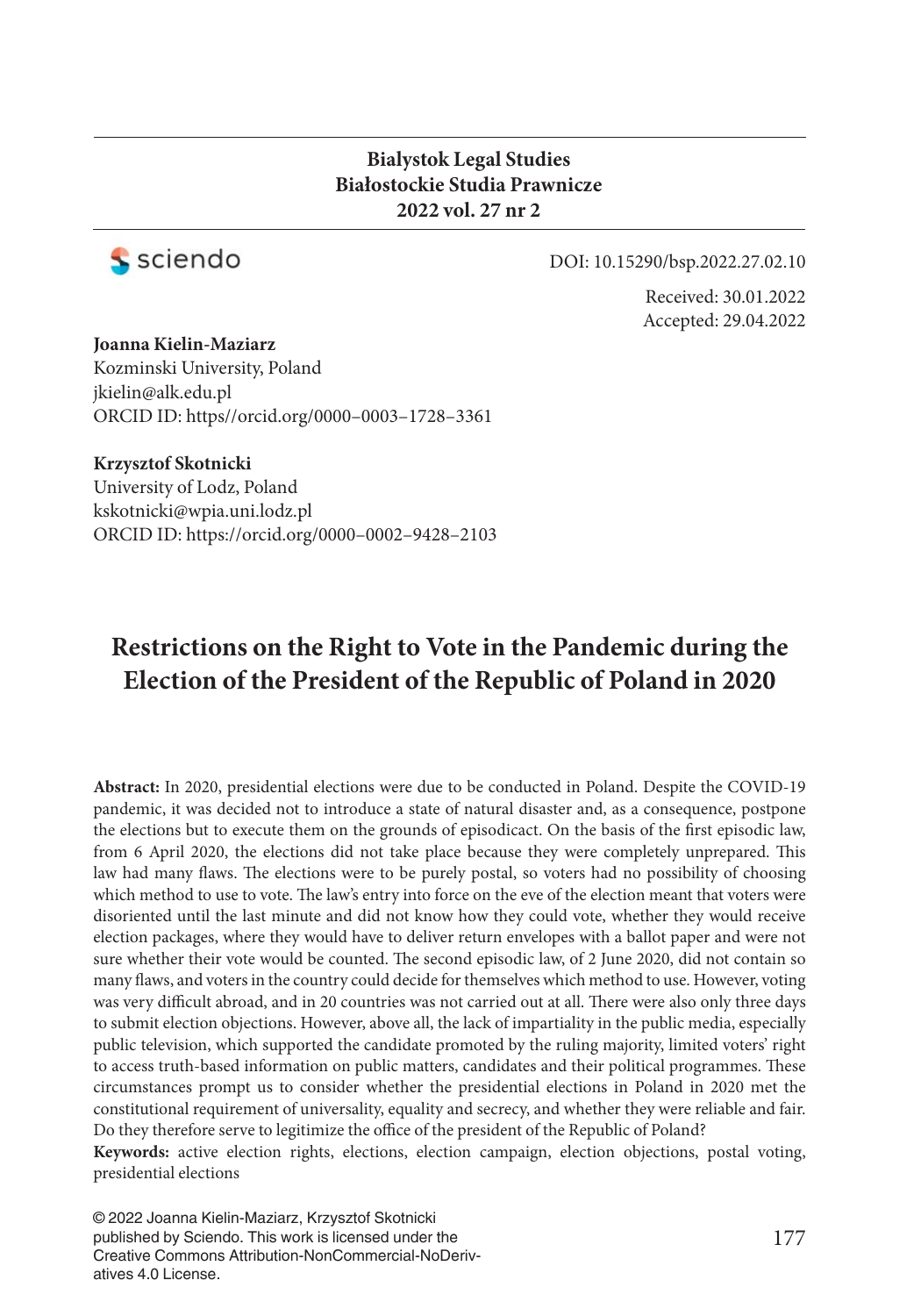**Bialystok Legal Studies**
**Białostockie Studia Prawnicze**
**2022 vol. 27 nr 2**

sciendo

DOI: 10.15290/bsp.2022.27.02.10

Received: 30.01.2022
Accepted: 29.04.2022

**Joanna Kielin-Maziarz**
Kozminski University, Poland
jkielin@alk.edu.pl
ORCID ID: https//orcid.org/0000–0003–1728–3361

**Krzysztof Skotnicki**
University of Lodz, Poland
kskotnicki@wpia.uni.lodz.pl
ORCID ID: https://orcid.org/0000–0002–9428–2103

# Restrictions on the Right to Vote in the Pandemic during the Election of the President of the Republic of Poland in 2020

**Abstract:** In 2020, presidential elections were due to be conducted in Poland. Despite the COVID-19 pandemic, it was decided not to introduce a state of natural disaster and, as a consequence, postpone the elections but to execute them on the grounds of episodicact. On the basis of the first episodic law, from 6 April 2020, the elections did not take place because they were completely unprepared. This law had many flaws. The elections were to be purely postal, so voters had no possibility of choosing which method to use to vote. The law's entry into force on the eve of the election meant that voters were disoriented until the last minute and did not know how they could vote, whether they would receive election packages, where they would have to deliver return envelopes with a ballot paper and were not sure whether their vote would be counted. The second episodic law, of 2 June 2020, did not contain so many flaws, and voters in the country could decide for themselves which method to use. However, voting was very difficult abroad, and in 20 countries was not carried out at all. There were also only three days to submit election objections. However, above all, the lack of impartiality in the public media, especially public television, which supported the candidate promoted by the ruling majority, limited voters' right to access truth-based information on public matters, candidates and their political programmes. These circumstances prompt us to consider whether the presidential elections in Poland in 2020 met the constitutional requirement of universality, equality and secrecy, and whether they were reliable and fair. Do they therefore serve to legitimize the office of the president of the Republic of Poland?

**Keywords:** active election rights, elections, election campaign, election objections, postal voting, presidential elections

© 2022 Joanna Kielin-Maziarz, Krzysztof Skotnicki published by Sciendo. This work is licensed under the Creative Commons Attribution-NonCommercial-NoDerivatives 4.0 License.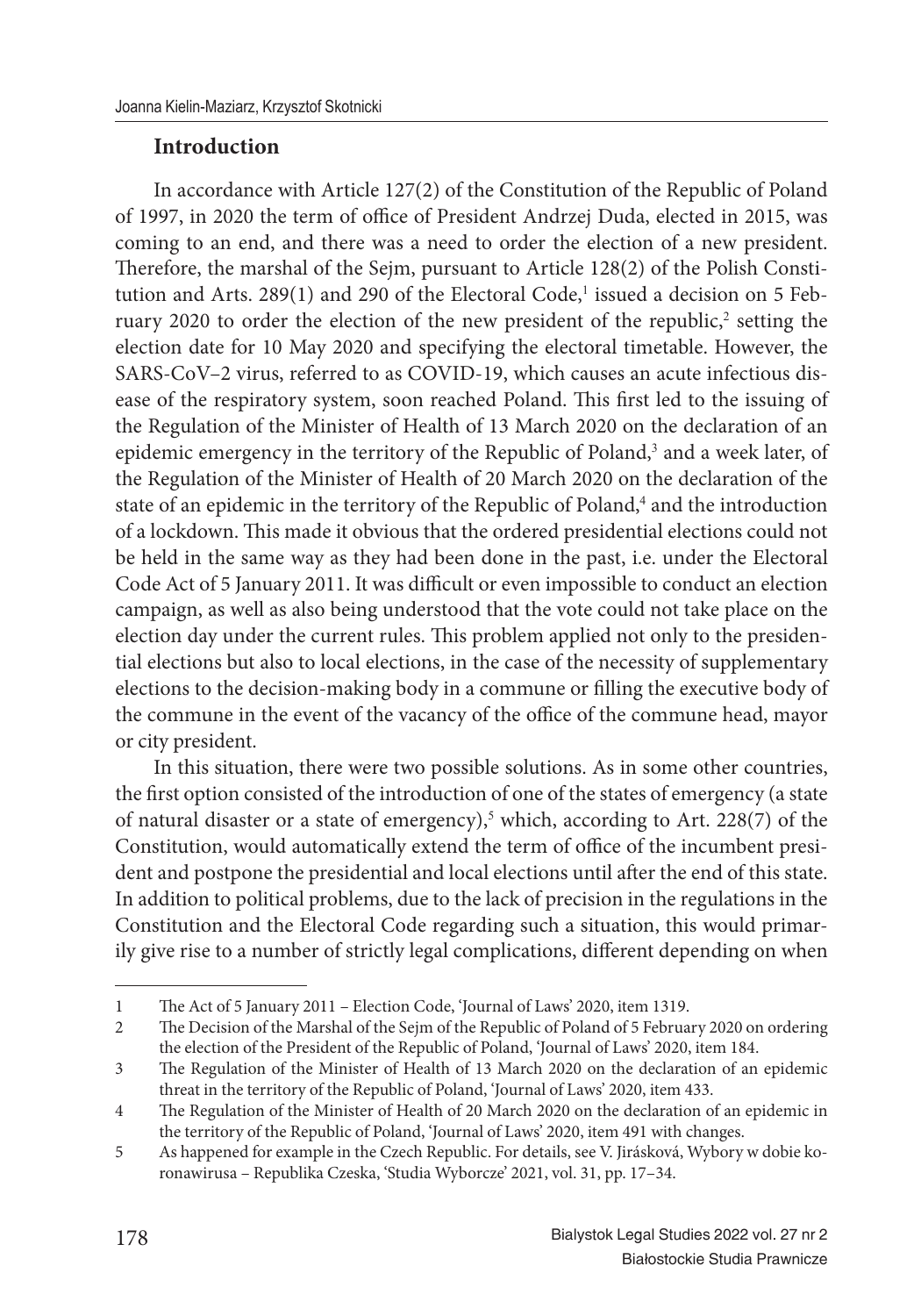## Introduction

In accordance with Article 127(2) of the Constitution of the Republic of Poland of 1997, in 2020 the term of office of President Andrzej Duda, elected in 2015, was coming to an end, and there was a need to order the election of a new president. Therefore, the marshal of the Sejm, pursuant to Article 128(2) of the Polish Constitution and Arts. 289(1) and 290 of the Electoral Code,[1] issued a decision on 5 February 2020 to order the election of the new president of the republic,[2] setting the election date for 10 May 2020 and specifying the electoral timetable. However, the SARS-CoV–2 virus, referred to as COVID-19, which causes an acute infectious disease of the respiratory system, soon reached Poland. This first led to the issuing of the Regulation of the Minister of Health of 13 March 2020 on the declaration of an epidemic emergency in the territory of the Republic of Poland,[3] and a week later, of the Regulation of the Minister of Health of 20 March 2020 on the declaration of the state of an epidemic in the territory of the Republic of Poland,[4] and the introduction of a lockdown. This made it obvious that the ordered presidential elections could not be held in the same way as they had been done in the past, i.e. under the Electoral Code Act of 5 January 2011. It was difficult or even impossible to conduct an election campaign, as well as also being understood that the vote could not take place on the election day under the current rules. This problem applied not only to the presidential elections but also to local elections, in the case of the necessity of supplementary elections to the decision-making body in a commune or filling the executive body of the commune in the event of the vacancy of the office of the commune head, mayor or city president.

In this situation, there were two possible solutions. As in some other countries, the first option consisted of the introduction of one of the states of emergency (a state of natural disaster or a state of emergency),[5] which, according to Art. 228(7) of the Constitution, would automatically extend the term of office of the incumbent president and postpone the presidential and local elections until after the end of this state. In addition to political problems, due to the lack of precision in the regulations in the Constitution and the Electoral Code regarding such a situation, this would primarily give rise to a number of strictly legal complications, different depending on when

---

1 The Act of 5 January 2011 – Election Code, 'Journal of Laws' 2020, item 1319.

2 The Decision of the Marshal of the Sejm of the Republic of Poland of 5 February 2020 on ordering the election of the President of the Republic of Poland, 'Journal of Laws' 2020, item 184.

3 The Regulation of the Minister of Health of 13 March 2020 on the declaration of an epidemic threat in the territory of the Republic of Poland, 'Journal of Laws' 2020, item 433.

4 The Regulation of the Minister of Health of 20 March 2020 on the declaration of an epidemic in the territory of the Republic of Poland, 'Journal of Laws' 2020, item 491 with changes.

5 As happened for example in the Czech Republic. For details, see V. Jirásková, Wybory w dobie koronawirusa – Republika Czeska, 'Studia Wyborcze' 2021, vol. 31, pp. 17–34.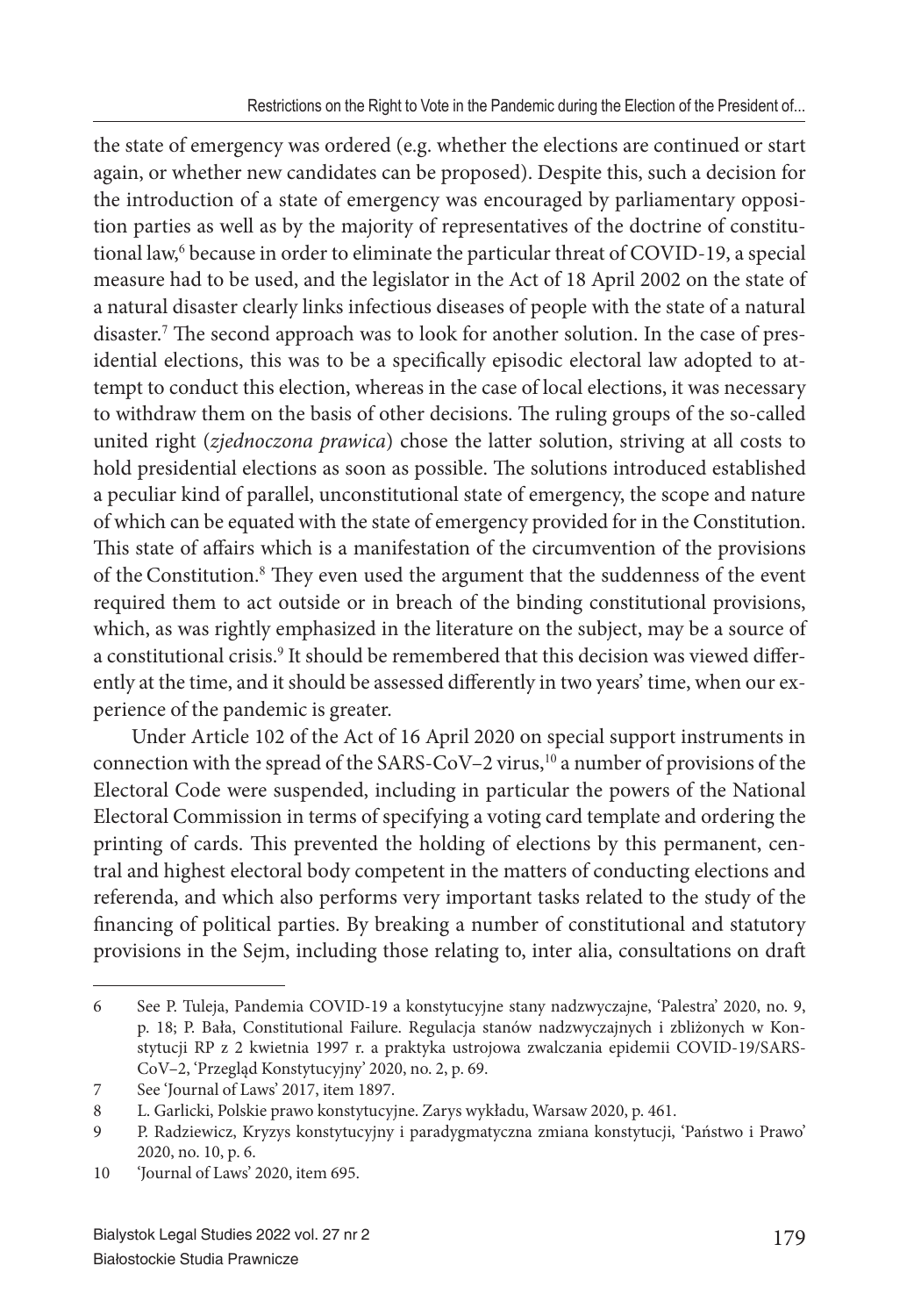the state of emergency was ordered (e.g. whether the elections are continued or start again, or whether new candidates can be proposed). Despite this, such a decision for the introduction of a state of emergency was encouraged by parliamentary opposition parties as well as by the majority of representatives of the doctrine of constitutional law,[6] because in order to eliminate the particular threat of COVID-19, a special measure had to be used, and the legislator in the Act of 18 April 2002 on the state of a natural disaster clearly links infectious diseases of people with the state of a natural disaster.[7] The second approach was to look for another solution. In the case of presidential elections, this was to be a specifically episodic electoral law adopted to attempt to conduct this election, whereas in the case of local elections, it was necessary to withdraw them on the basis of other decisions. The ruling groups of the so-called united right (*zjednoczona prawica*) chose the latter solution, striving at all costs to hold presidential elections as soon as possible. The solutions introduced established a peculiar kind of parallel, unconstitutional state of emergency, the scope and nature of which can be equated with the state of emergency provided for in the Constitution. This state of affairs which is a manifestation of the circumvention of the provisions of the Constitution.[8] They even used the argument that the suddenness of the event required them to act outside or in breach of the binding constitutional provisions, which, as was rightly emphasized in the literature on the subject, may be a source of a constitutional crisis.[9] It should be remembered that this decision was viewed differently at the time, and it should be assessed differently in two years' time, when our experience of the pandemic is greater.

Under Article 102 of the Act of 16 April 2020 on special support instruments in connection with the spread of the SARS-CoV–2 virus,[10] a number of provisions of the Electoral Code were suspended, including in particular the powers of the National Electoral Commission in terms of specifying a voting card template and ordering the printing of cards. This prevented the holding of elections by this permanent, central and highest electoral body competent in the matters of conducting elections and referenda, and which also performs very important tasks related to the study of the financing of political parties. By breaking a number of constitutional and statutory provisions in the Sejm, including those relating to, inter alia, consultations on draft

---

6 See P. Tuleja, Pandemia COVID-19 a konstytucyjne stany nadzwyczajne, 'Palestra' 2020, no. 9, p. 18; P. Bała, Constitutional Failure. Regulacja stanów nadzwyczajnych i zbliżonych w Konstytucji RP z 2 kwietnia 1997 r. a praktyka ustrojowa zwalczania epidemii COVID-19/SARS-CoV–2, 'Przegląd Konstytucyjny' 2020, no. 2, p. 69.

7 See 'Journal of Laws' 2017, item 1897.

8 L. Garlicki, Polskie prawo konstytucyjne. Zarys wykładu, Warsaw 2020, p. 461.

9 P. Radziewicz, Kryzys konstytucyjny i paradygmatyczna zmiana konstytucji, 'Państwo i Prawo' 2020, no. 10, p. 6.

10 'Journal of Laws' 2020, item 695.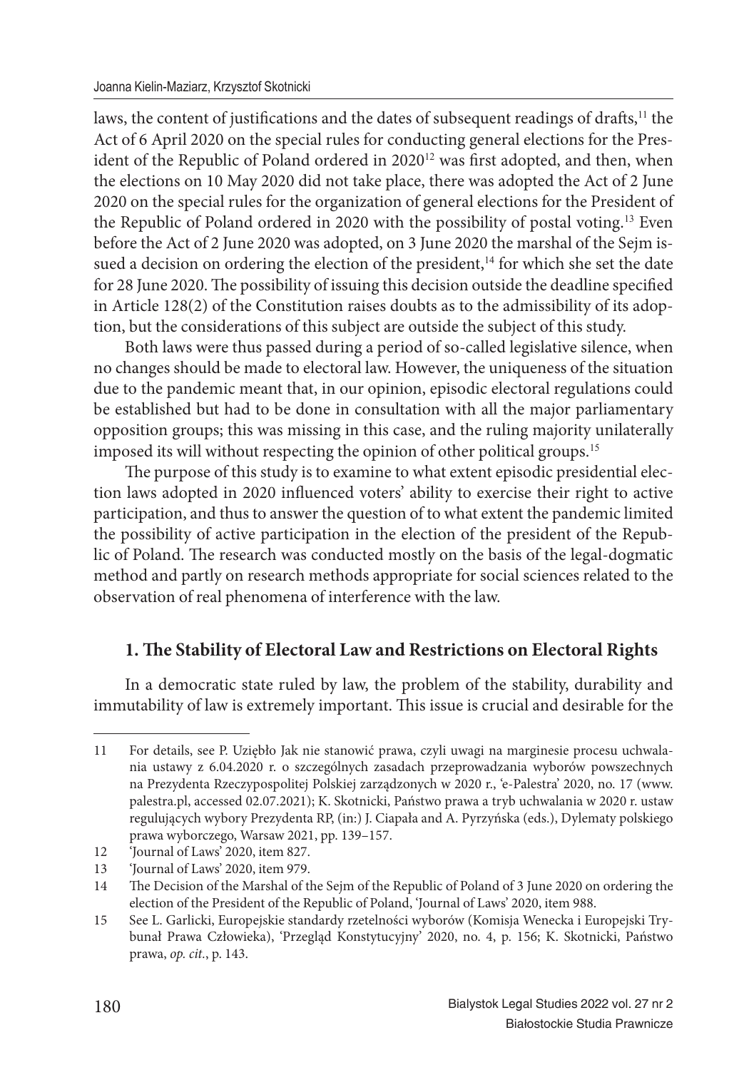laws, the content of justifications and the dates of subsequent readings of drafts,[11] the Act of 6 April 2020 on the special rules for conducting general elections for the President of the Republic of Poland ordered in 2020[12] was first adopted, and then, when the elections on 10 May 2020 did not take place, there was adopted the Act of 2 June 2020 on the special rules for the organization of general elections for the President of the Republic of Poland ordered in 2020 with the possibility of postal voting.[13] Even before the Act of 2 June 2020 was adopted, on 3 June 2020 the marshal of the Sejm issued a decision on ordering the election of the president,[14] for which she set the date for 28 June 2020. The possibility of issuing this decision outside the deadline specified in Article 128(2) of the Constitution raises doubts as to the admissibility of its adoption, but the considerations of this subject are outside the subject of this study.

Both laws were thus passed during a period of so-called legislative silence, when no changes should be made to electoral law. However, the uniqueness of the situation due to the pandemic meant that, in our opinion, episodic electoral regulations could be established but had to be done in consultation with all the major parliamentary opposition groups; this was missing in this case, and the ruling majority unilaterally imposed its will without respecting the opinion of other political groups.[15]

The purpose of this study is to examine to what extent episodic presidential election laws adopted in 2020 influenced voters' ability to exercise their right to active participation, and thus to answer the question of to what extent the pandemic limited the possibility of active participation in the election of the president of the Republic of Poland. The research was conducted mostly on the basis of the legal-dogmatic method and partly on research methods appropriate for social sciences related to the observation of real phenomena of interference with the law.

## 1. The Stability of Electoral Law and Restrictions on Electoral Rights

In a democratic state ruled by law, the problem of the stability, durability and immutability of law is extremely important. This issue is crucial and desirable for the

---

11 For details, see P. Uziębło Jak nie stanowić prawa, czyli uwagi na marginesie procesu uchwalania ustawy z 6.04.2020 r. o szczególnych zasadach przeprowadzania wyborów powszechnych na Prezydenta Rzeczypospolitej Polskiej zarządzonych w 2020 r., 'e-Palestra' 2020, no. 17 (www.palestra.pl, accessed 02.07.2021); K. Skotnicki, Państwo prawa a tryb uchwalania w 2020 r. ustaw regulujących wybory Prezydenta RP, (in:) J. Ciapała and A. Pyrzyńska (eds.), Dylematy polskiego prawa wyborczego, Warsaw 2021, pp. 139–157.

12 'Journal of Laws' 2020, item 827.

13 'Journal of Laws' 2020, item 979.

14 The Decision of the Marshal of the Sejm of the Republic of Poland of 3 June 2020 on ordering the election of the President of the Republic of Poland, 'Journal of Laws' 2020, item 988.

15 See L. Garlicki, Europejskie standardy rzetelności wyborów (Komisja Wenecka i Europejski Trybunał Prawa Człowieka), 'Przegląd Konstytucyjny' 2020, no. 4, p. 156; K. Skotnicki, Państwo prawa, *op. cit.*, p. 143.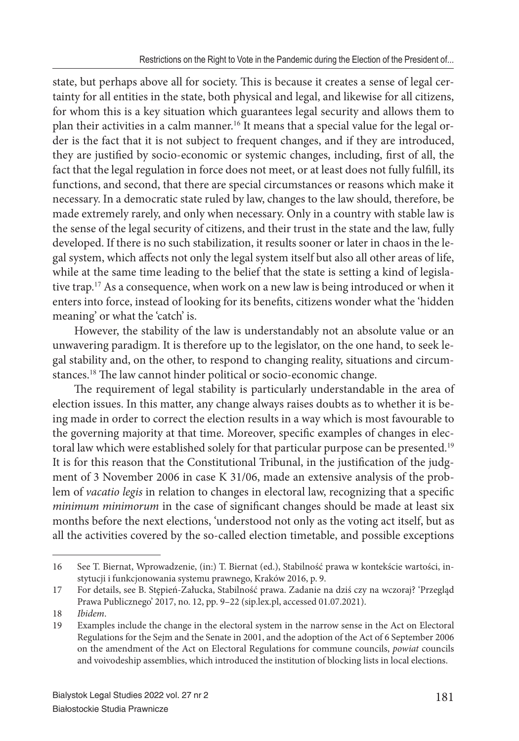state, but perhaps above all for society. This is because it creates a sense of legal certainty for all entities in the state, both physical and legal, and likewise for all citizens, for whom this is a key situation which guarantees legal security and allows them to plan their activities in a calm manner.[16] It means that a special value for the legal order is the fact that it is not subject to frequent changes, and if they are introduced, they are justified by socio-economic or systemic changes, including, first of all, the fact that the legal regulation in force does not meet, or at least does not fully fulfill, its functions, and second, that there are special circumstances or reasons which make it necessary. In a democratic state ruled by law, changes to the law should, therefore, be made extremely rarely, and only when necessary. Only in a country with stable law is the sense of the legal security of citizens, and their trust in the state and the law, fully developed. If there is no such stabilization, it results sooner or later in chaos in the legal system, which affects not only the legal system itself but also all other areas of life, while at the same time leading to the belief that the state is setting a kind of legislative trap.[17] As a consequence, when work on a new law is being introduced or when it enters into force, instead of looking for its benefits, citizens wonder what the 'hidden meaning' or what the 'catch' is.

However, the stability of the law is understandably not an absolute value or an unwavering paradigm. It is therefore up to the legislator, on the one hand, to seek legal stability and, on the other, to respond to changing reality, situations and circumstances.[18] The law cannot hinder political or socio-economic change.

The requirement of legal stability is particularly understandable in the area of election issues. In this matter, any change always raises doubts as to whether it is being made in order to correct the election results in a way which is most favourable to the governing majority at that time. Moreover, specific examples of changes in electoral law which were established solely for that particular purpose can be presented.[19] It is for this reason that the Constitutional Tribunal, in the justification of the judgment of 3 November 2006 in case K 31/06, made an extensive analysis of the problem of *vacatio legis* in relation to changes in electoral law, recognizing that a specific *minimum minimorum* in the case of significant changes should be made at least six months before the next elections, 'understood not only as the voting act itself, but as all the activities covered by the so-called election timetable, and possible exceptions

---

16 See T. Biernat, Wprowadzenie, (in:) T. Biernat (ed.), Stabilność prawa w kontekście wartości, instytucji i funkcjonowania systemu prawnego, Kraków 2016, p. 9.

17 For details, see B. Stępień-Załucka, Stabilność prawa. Zadanie na dziś czy na wczoraj? 'Przegląd Prawa Publicznego' 2017, no. 12, pp. 9–22 (sip.lex.pl, accessed 01.07.2021).

18 *Ibidem*.

19 Examples include the change in the electoral system in the narrow sense in the Act on Electoral Regulations for the Sejm and the Senate in 2001, and the adoption of the Act of 6 September 2006 on the amendment of the Act on Electoral Regulations for commune councils, *powiat* councils and voivodeship assemblies, which introduced the institution of blocking lists in local elections.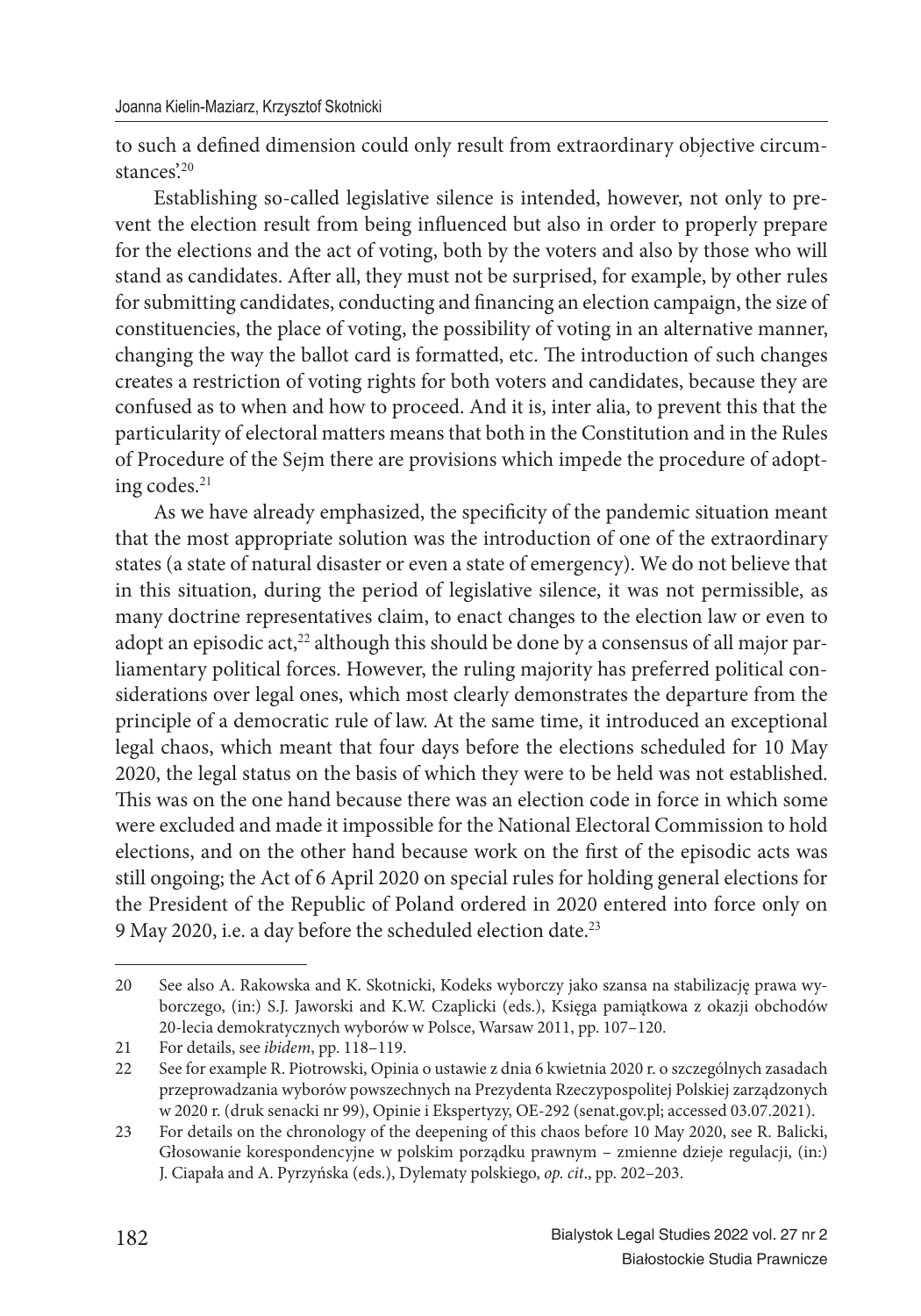to such a defined dimension could only result from extraordinary objective circumstances'.[20]

Establishing so-called legislative silence is intended, however, not only to prevent the election result from being influenced but also in order to properly prepare for the elections and the act of voting, both by the voters and also by those who will stand as candidates. After all, they must not be surprised, for example, by other rules for submitting candidates, conducting and financing an election campaign, the size of constituencies, the place of voting, the possibility of voting in an alternative manner, changing the way the ballot card is formatted, etc. The introduction of such changes creates a restriction of voting rights for both voters and candidates, because they are confused as to when and how to proceed. And it is, inter alia, to prevent this that the particularity of electoral matters means that both in the Constitution and in the Rules of Procedure of the Sejm there are provisions which impede the procedure of adopting codes.[21]

As we have already emphasized, the specificity of the pandemic situation meant that the most appropriate solution was the introduction of one of the extraordinary states (a state of natural disaster or even a state of emergency). We do not believe that in this situation, during the period of legislative silence, it was not permissible, as many doctrine representatives claim, to enact changes to the election law or even to adopt an episodic act,[22] although this should be done by a consensus of all major parliamentary political forces. However, the ruling majority has preferred political considerations over legal ones, which most clearly demonstrates the departure from the principle of a democratic rule of law. At the same time, it introduced an exceptional legal chaos, which meant that four days before the elections scheduled for 10 May 2020, the legal status on the basis of which they were to be held was not established. This was on the one hand because there was an election code in force in which some were excluded and made it impossible for the National Electoral Commission to hold elections, and on the other hand because work on the first of the episodic acts was still ongoing; the Act of 6 April 2020 on special rules for holding general elections for the President of the Republic of Poland ordered in 2020 entered into force only on 9 May 2020, i.e. a day before the scheduled election date.[23]

---

20 See also A. Rakowska and K. Skotnicki, Kodeks wyborczy jako szansa na stabilizację prawa wyborczego, (in:) S.J. Jaworski and K.W. Czaplicki (eds.), Księga pamiątkowa z okazji obchodów 20-lecia demokratycznych wyborów w Polsce, Warsaw 2011, pp. 107–120.

21 For details, see *ibidem*, pp. 118–119.

22 See for example R. Piotrowski, Opinia o ustawie z dnia 6 kwietnia 2020 r. o szczególnych zasadach przeprowadzania wyborów powszechnych na Prezydenta Rzeczypospolitej Polskiej zarządzonych w 2020 r. (druk senacki nr 99), Opinie i Ekspertyzy, OE-292 (senat.gov.pl; accessed 03.07.2021).

23 For details on the chronology of the deepening of this chaos before 10 May 2020, see R. Balicki, Głosowanie korespondencyjne w polskim porządku prawnym – zmienne dzieje regulacji, (in:) J. Ciapała and A. Pyrzyńska (eds.), Dylematy polskiego, *op. cit*., pp. 202–203.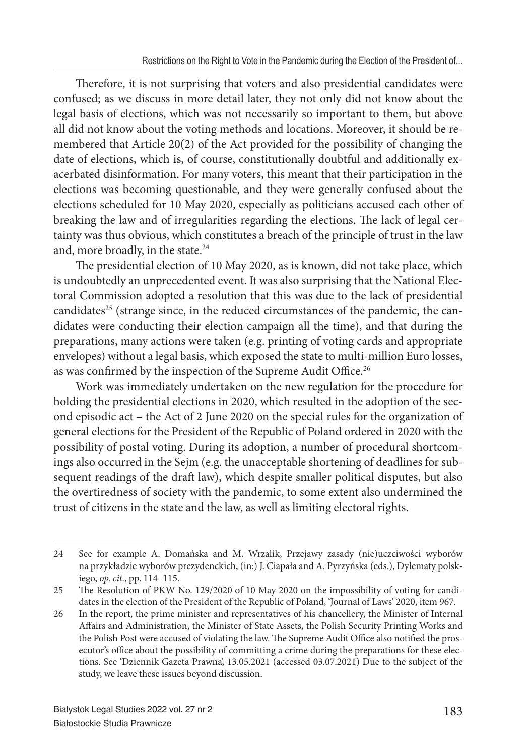Therefore, it is not surprising that voters and also presidential candidates were confused; as we discuss in more detail later, they not only did not know about the legal basis of elections, which was not necessarily so important to them, but above all did not know about the voting methods and locations. Moreover, it should be remembered that Article 20(2) of the Act provided for the possibility of changing the date of elections, which is, of course, constitutionally doubtful and additionally exacerbated disinformation. For many voters, this meant that their participation in the elections was becoming questionable, and they were generally confused about the elections scheduled for 10 May 2020, especially as politicians accused each other of breaking the law and of irregularities regarding the elections. The lack of legal certainty was thus obvious, which constitutes a breach of the principle of trust in the law and, more broadly, in the state.[24]

The presidential election of 10 May 2020, as is known, did not take place, which is undoubtedly an unprecedented event. It was also surprising that the National Electoral Commission adopted a resolution that this was due to the lack of presidential candidates[25] (strange since, in the reduced circumstances of the pandemic, the candidates were conducting their election campaign all the time), and that during the preparations, many actions were taken (e.g. printing of voting cards and appropriate envelopes) without a legal basis, which exposed the state to multi-million Euro losses, as was confirmed by the inspection of the Supreme Audit Office.[26]

Work was immediately undertaken on the new regulation for the procedure for holding the presidential elections in 2020, which resulted in the adoption of the second episodic act – the Act of 2 June 2020 on the special rules for the organization of general elections for the President of the Republic of Poland ordered in 2020 with the possibility of postal voting. During its adoption, a number of procedural shortcomings also occurred in the Sejm (e.g. the unacceptable shortening of deadlines for subsequent readings of the draft law), which despite smaller political disputes, but also the overtiredness of society with the pandemic, to some extent also undermined the trust of citizens in the state and the law, as well as limiting electoral rights.

---

24 See for example A. Domańska and M. Wrzalik, Przejawy zasady (nie)uczciwości wyborów na przykładzie wyborów prezydenckich, (in:) J. Ciapała and A. Pyrzyńska (eds.), Dylematy polskiego, *op. cit.*, pp. 114–115.

25 The Resolution of PKW No. 129/2020 of 10 May 2020 on the impossibility of voting for candidates in the election of the President of the Republic of Poland, 'Journal of Laws' 2020, item 967.

26 In the report, the prime minister and representatives of his chancellery, the Minister of Internal Affairs and Administration, the Minister of State Assets, the Polish Security Printing Works and the Polish Post were accused of violating the law. The Supreme Audit Office also notified the prosecutor's office about the possibility of committing a crime during the preparations for these elections. See 'Dziennik Gazeta Prawna', 13.05.2021 (accessed 03.07.2021) Due to the subject of the study, we leave these issues beyond discussion.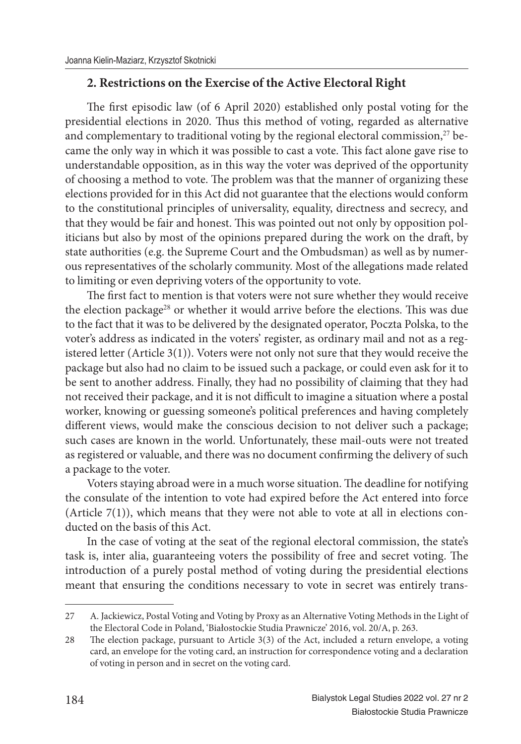## 2. Restrictions on the Exercise of the Active Electoral Right

The first episodic law (of 6 April 2020) established only postal voting for the presidential elections in 2020. Thus this method of voting, regarded as alternative and complementary to traditional voting by the regional electoral commission,[27] became the only way in which it was possible to cast a vote. This fact alone gave rise to understandable opposition, as in this way the voter was deprived of the opportunity of choosing a method to vote. The problem was that the manner of organizing these elections provided for in this Act did not guarantee that the elections would conform to the constitutional principles of universality, equality, directness and secrecy, and that they would be fair and honest. This was pointed out not only by opposition politicians but also by most of the opinions prepared during the work on the draft, by state authorities (e.g. the Supreme Court and the Ombudsman) as well as by numerous representatives of the scholarly community. Most of the allegations made related to limiting or even depriving voters of the opportunity to vote.

The first fact to mention is that voters were not sure whether they would receive the election package[28] or whether it would arrive before the elections. This was due to the fact that it was to be delivered by the designated operator, Poczta Polska, to the voter's address as indicated in the voters' register, as ordinary mail and not as a registered letter (Article 3(1)). Voters were not only not sure that they would receive the package but also had no claim to be issued such a package, or could even ask for it to be sent to another address. Finally, they had no possibility of claiming that they had not received their package, and it is not difficult to imagine a situation where a postal worker, knowing or guessing someone's political preferences and having completely different views, would make the conscious decision to not deliver such a package; such cases are known in the world. Unfortunately, these mail-outs were not treated as registered or valuable, and there was no document confirming the delivery of such a package to the voter.

Voters staying abroad were in a much worse situation. The deadline for notifying the consulate of the intention to vote had expired before the Act entered into force (Article 7(1)), which means that they were not able to vote at all in elections conducted on the basis of this Act.

In the case of voting at the seat of the regional electoral commission, the state's task is, inter alia, guaranteeing voters the possibility of free and secret voting. The introduction of a purely postal method of voting during the presidential elections meant that ensuring the conditions necessary to vote in secret was entirely trans-

---

27 A. Jackiewicz, Postal Voting and Voting by Proxy as an Alternative Voting Methods in the Light of the Electoral Code in Poland, 'Białostockie Studia Prawnicze' 2016, vol. 20/A, p. 263.

28 The election package, pursuant to Article 3(3) of the Act, included a return envelope, a voting card, an envelope for the voting card, an instruction for correspondence voting and a declaration of voting in person and in secret on the voting card.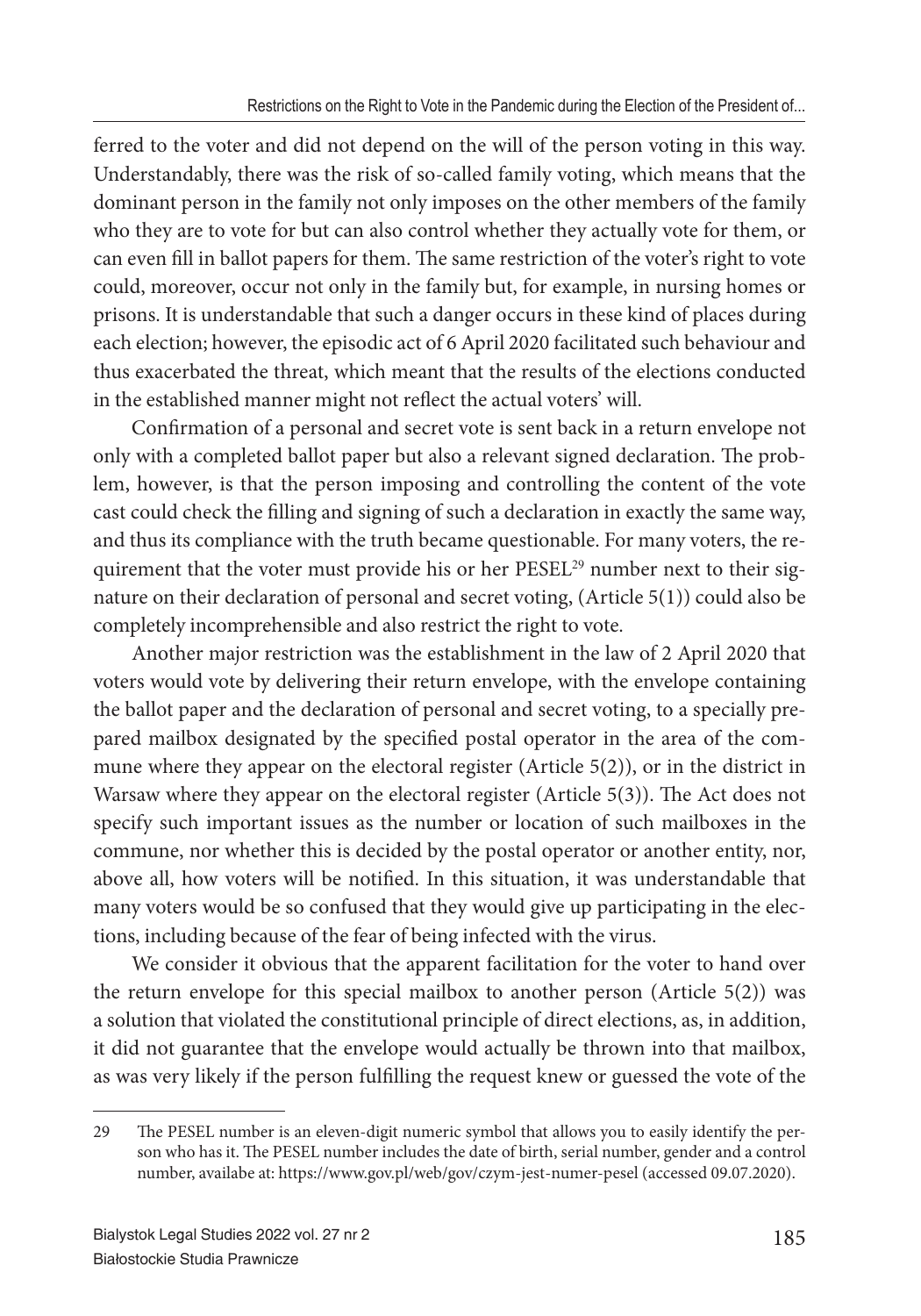ferred to the voter and did not depend on the will of the person voting in this way. Understandably, there was the risk of so-called family voting, which means that the dominant person in the family not only imposes on the other members of the family who they are to vote for but can also control whether they actually vote for them, or can even fill in ballot papers for them. The same restriction of the voter's right to vote could, moreover, occur not only in the family but, for example, in nursing homes or prisons. It is understandable that such a danger occurs in these kind of places during each election; however, the episodic act of 6 April 2020 facilitated such behaviour and thus exacerbated the threat, which meant that the results of the elections conducted in the established manner might not reflect the actual voters' will.

Confirmation of a personal and secret vote is sent back in a return envelope not only with a completed ballot paper but also a relevant signed declaration. The problem, however, is that the person imposing and controlling the content of the vote cast could check the filling and signing of such a declaration in exactly the same way, and thus its compliance with the truth became questionable. For many voters, the requirement that the voter must provide his or her PESEL[29] number next to their signature on their declaration of personal and secret voting, (Article 5(1)) could also be completely incomprehensible and also restrict the right to vote.

Another major restriction was the establishment in the law of 2 April 2020 that voters would vote by delivering their return envelope, with the envelope containing the ballot paper and the declaration of personal and secret voting, to a specially prepared mailbox designated by the specified postal operator in the area of the commune where they appear on the electoral register (Article 5(2)), or in the district in Warsaw where they appear on the electoral register (Article 5(3)). The Act does not specify such important issues as the number or location of such mailboxes in the commune, nor whether this is decided by the postal operator or another entity, nor, above all, how voters will be notified. In this situation, it was understandable that many voters would be so confused that they would give up participating in the elections, including because of the fear of being infected with the virus.

We consider it obvious that the apparent facilitation for the voter to hand over the return envelope for this special mailbox to another person (Article 5(2)) was a solution that violated the constitutional principle of direct elections, as, in addition, it did not guarantee that the envelope would actually be thrown into that mailbox, as was very likely if the person fulfilling the request knew or guessed the vote of the

29 The PESEL number is an eleven-digit numeric symbol that allows you to easily identify the person who has it. The PESEL number includes the date of birth, serial number, gender and a control number, availabe at: https://www.gov.pl/web/gov/czym-jest-numer-pesel (accessed 09.07.2020).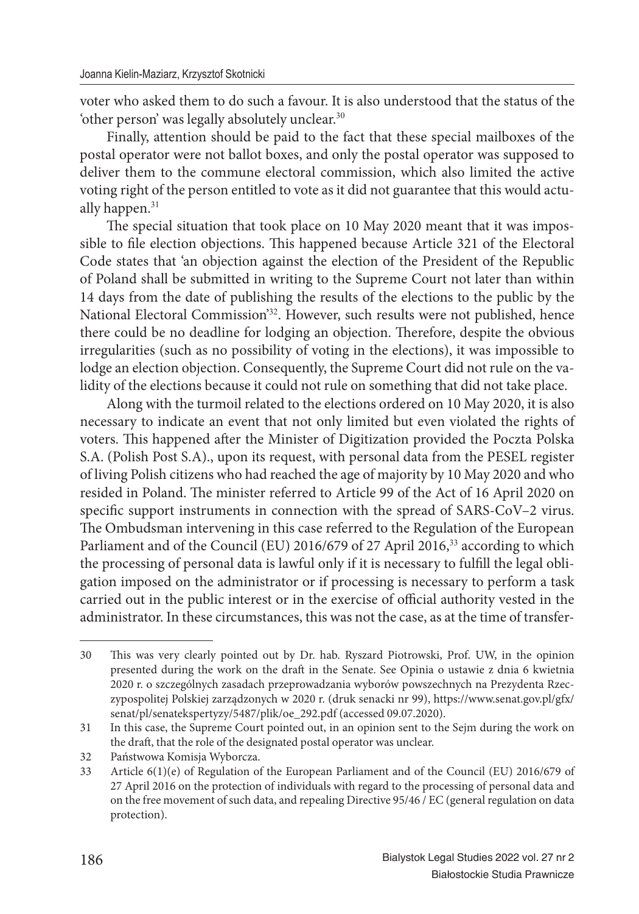voter who asked them to do such a favour. It is also understood that the status of the 'other person' was legally absolutely unclear.[30]

Finally, attention should be paid to the fact that these special mailboxes of the postal operator were not ballot boxes, and only the postal operator was supposed to deliver them to the commune electoral commission, which also limited the active voting right of the person entitled to vote as it did not guarantee that this would actually happen.[31]

The special situation that took place on 10 May 2020 meant that it was impossible to file election objections. This happened because Article 321 of the Electoral Code states that 'an objection against the election of the President of the Republic of Poland shall be submitted in writing to the Supreme Court not later than within 14 days from the date of publishing the results of the elections to the public by the National Electoral Commission'[32]. However, such results were not published, hence there could be no deadline for lodging an objection. Therefore, despite the obvious irregularities (such as no possibility of voting in the elections), it was impossible to lodge an election objection. Consequently, the Supreme Court did not rule on the validity of the elections because it could not rule on something that did not take place.

Along with the turmoil related to the elections ordered on 10 May 2020, it is also necessary to indicate an event that not only limited but even violated the rights of voters. This happened after the Minister of Digitization provided the Poczta Polska S.A. (Polish Post S.A)., upon its request, with personal data from the PESEL register of living Polish citizens who had reached the age of majority by 10 May 2020 and who resided in Poland. The minister referred to Article 99 of the Act of 16 April 2020 on specific support instruments in connection with the spread of SARS-CoV–2 virus. The Ombudsman intervening in this case referred to the Regulation of the European Parliament and of the Council (EU) 2016/679 of 27 April 2016,[33] according to which the processing of personal data is lawful only if it is necessary to fulfill the legal obligation imposed on the administrator or if processing is necessary to perform a task carried out in the public interest or in the exercise of official authority vested in the administrator. In these circumstances, this was not the case, as at the time of transfer-

---

30 This was very clearly pointed out by Dr. hab. Ryszard Piotrowski, Prof. UW, in the opinion presented during the work on the draft in the Senate. See Opinia o ustawie z dnia 6 kwietnia 2020 r. o szczególnych zasadach przeprowadzania wyborów powszechnych na Prezydenta Rzeczypospolitej Polskiej zarządzonych w 2020 r. (druk senacki nr 99), https://www.senat.gov.pl/gfx/senat/pl/senatekspertyzy/5487/plik/oe_292.pdf (accessed 09.07.2020).

31 In this case, the Supreme Court pointed out, in an opinion sent to the Sejm during the work on the draft, that the role of the designated postal operator was unclear.

32 Państwowa Komisja Wyborcza.

33 Article 6(1)(e) of Regulation of the European Parliament and of the Council (EU) 2016/679 of 27 April 2016 on the protection of individuals with regard to the processing of personal data and on the free movement of such data, and repealing Directive 95/46 / EC (general regulation on data protection).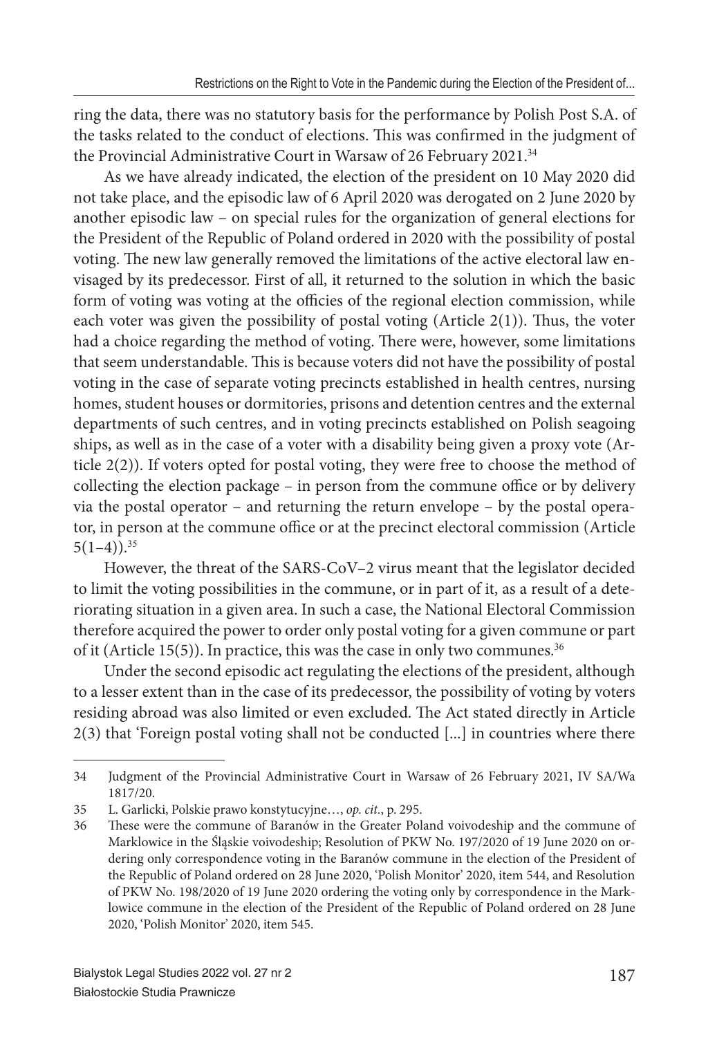ring the data, there was no statutory basis for the performance by Polish Post S.A. of the tasks related to the conduct of elections. This was confirmed in the judgment of the Provincial Administrative Court in Warsaw of 26 February 2021.[34]

As we have already indicated, the election of the president on 10 May 2020 did not take place, and the episodic law of 6 April 2020 was derogated on 2 June 2020 by another episodic law – on special rules for the organization of general elections for the President of the Republic of Poland ordered in 2020 with the possibility of postal voting. The new law generally removed the limitations of the active electoral law envisaged by its predecessor. First of all, it returned to the solution in which the basic form of voting was voting at the officies of the regional election commission, while each voter was given the possibility of postal voting (Article 2(1)). Thus, the voter had a choice regarding the method of voting. There were, however, some limitations that seem understandable. This is because voters did not have the possibility of postal voting in the case of separate voting precincts established in health centres, nursing homes, student houses or dormitories, prisons and detention centres and the external departments of such centres, and in voting precincts established on Polish seagoing ships, as well as in the case of a voter with a disability being given a proxy vote (Article 2(2)). If voters opted for postal voting, they were free to choose the method of collecting the election package – in person from the commune office or by delivery via the postal operator – and returning the return envelope – by the postal operator, in person at the commune office or at the precinct electoral commission (Article 5(1–4)).[35]

However, the threat of the SARS-CoV–2 virus meant that the legislator decided to limit the voting possibilities in the commune, or in part of it, as a result of a deteriorating situation in a given area. In such a case, the National Electoral Commission therefore acquired the power to order only postal voting for a given commune or part of it (Article 15(5)). In practice, this was the case in only two communes.[36]

Under the second episodic act regulating the elections of the president, although to a lesser extent than in the case of its predecessor, the possibility of voting by voters residing abroad was also limited or even excluded. The Act stated directly in Article 2(3) that 'Foreign postal voting shall not be conducted [...] in countries where there

---

34 Judgment of the Provincial Administrative Court in Warsaw of 26 February 2021, IV SA/Wa 1817/20.

35 L. Garlicki, Polskie prawo konstytucyjne…, *op. cit.*, p. 295.

36 These were the commune of Baranów in the Greater Poland voivodeship and the commune of Marklowice in the Śląskie voivodeship; Resolution of PKW No. 197/2020 of 19 June 2020 on ordering only correspondence voting in the Baranów commune in the election of the President of the Republic of Poland ordered on 28 June 2020, 'Polish Monitor' 2020, item 544, and Resolution of PKW No. 198/2020 of 19 June 2020 ordering the voting only by correspondence in the Marklowice commune in the election of the President of the Republic of Poland ordered on 28 June 2020, 'Polish Monitor' 2020, item 545.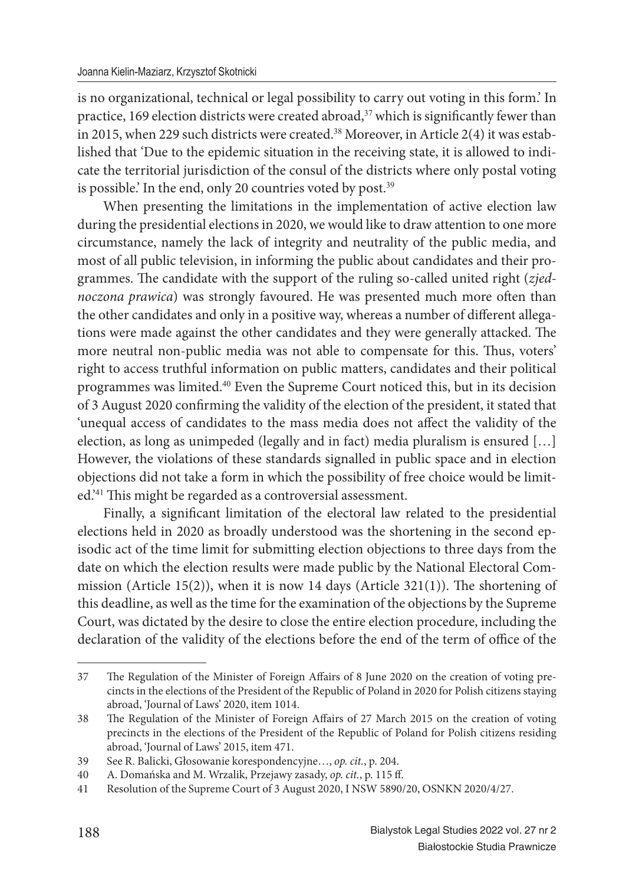is no organizational, technical or legal possibility to carry out voting in this form.' In practice, 169 election districts were created abroad,[37] which is significantly fewer than in 2015, when 229 such districts were created.[38] Moreover, in Article 2(4) it was established that 'Due to the epidemic situation in the receiving state, it is allowed to indicate the territorial jurisdiction of the consul of the districts where only postal voting is possible.' In the end, only 20 countries voted by post.[39]

When presenting the limitations in the implementation of active election law during the presidential elections in 2020, we would like to draw attention to one more circumstance, namely the lack of integrity and neutrality of the public media, and most of all public television, in informing the public about candidates and their programmes. The candidate with the support of the ruling so-called united right (*zjednoczona prawica*) was strongly favoured. He was presented much more often than the other candidates and only in a positive way, whereas a number of different allegations were made against the other candidates and they were generally attacked. The more neutral non-public media was not able to compensate for this. Thus, voters' right to access truthful information on public matters, candidates and their political programmes was limited.[40] Even the Supreme Court noticed this, but in its decision of 3 August 2020 confirming the validity of the election of the president, it stated that 'unequal access of candidates to the mass media does not affect the validity of the election, as long as unimpeded (legally and in fact) media pluralism is ensured […] However, the violations of these standards signalled in public space and in election objections did not take a form in which the possibility of free choice would be limited.'[41] This might be regarded as a controversial assessment.

Finally, a significant limitation of the electoral law related to the presidential elections held in 2020 as broadly understood was the shortening in the second episodic act of the time limit for submitting election objections to three days from the date on which the election results were made public by the National Electoral Commission (Article 15(2)), when it is now 14 days (Article 321(1)). The shortening of this deadline, as well as the time for the examination of the objections by the Supreme Court, was dictated by the desire to close the entire election procedure, including the declaration of the validity of the elections before the end of the term of office of the

---

37 The Regulation of the Minister of Foreign Affairs of 8 June 2020 on the creation of voting precincts in the elections of the President of the Republic of Poland in 2020 for Polish citizens staying abroad, 'Journal of Laws' 2020, item 1014.

38 The Regulation of the Minister of Foreign Affairs of 27 March 2015 on the creation of voting precincts in the elections of the President of the Republic of Poland for Polish citizens residing abroad, 'Journal of Laws' 2015, item 471.

39 See R. Balicki, Głosowanie korespondencyjne…, *op. cit.*, p. 204.

40 A. Domańska and M. Wrzalik, Przejawy zasady, *op. cit.*, p. 115 ff.

41 Resolution of the Supreme Court of 3 August 2020, I NSW 5890/20, OSNKN 2020/4/27.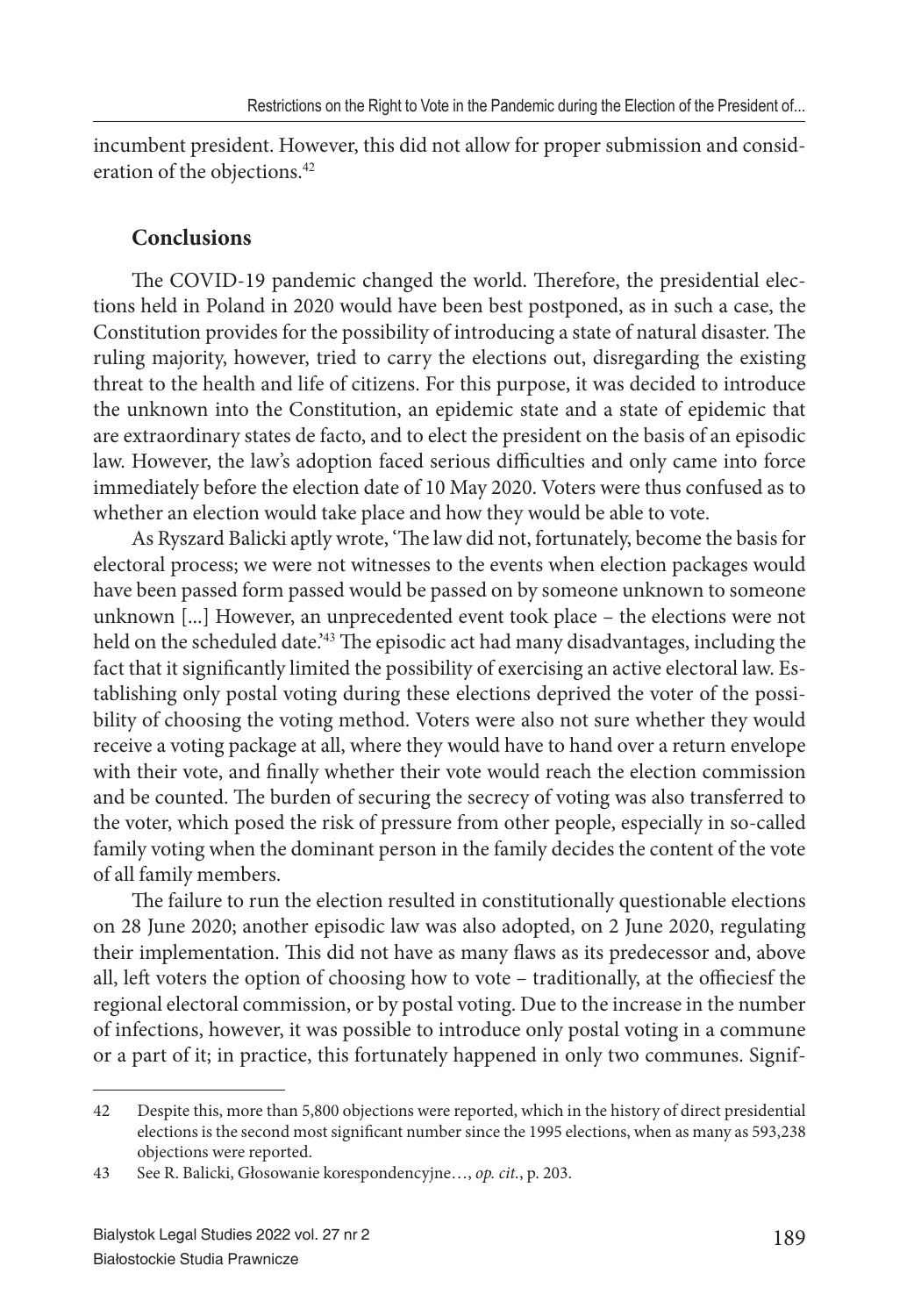incumbent president. However, this did not allow for proper submission and consideration of the objections.[42]

## Conclusions

The COVID-19 pandemic changed the world. Therefore, the presidential elections held in Poland in 2020 would have been best postponed, as in such a case, the Constitution provides for the possibility of introducing a state of natural disaster. The ruling majority, however, tried to carry the elections out, disregarding the existing threat to the health and life of citizens. For this purpose, it was decided to introduce the unknown into the Constitution, an epidemic state and a state of epidemic that are extraordinary states de facto, and to elect the president on the basis of an episodic law. However, the law's adoption faced serious difficulties and only came into force immediately before the election date of 10 May 2020. Voters were thus confused as to whether an election would take place and how they would be able to vote.

As Ryszard Balicki aptly wrote, 'The law did not, fortunately, become the basis for electoral process; we were not witnesses to the events when election packages would have been passed form passed would be passed on by someone unknown to someone unknown [...] However, an unprecedented event took place – the elections were not held on the scheduled date.'[43] The episodic act had many disadvantages, including the fact that it significantly limited the possibility of exercising an active electoral law. Establishing only postal voting during these elections deprived the voter of the possibility of choosing the voting method. Voters were also not sure whether they would receive a voting package at all, where they would have to hand over a return envelope with their vote, and finally whether their vote would reach the election commission and be counted. The burden of securing the secrecy of voting was also transferred to the voter, which posed the risk of pressure from other people, especially in so-called family voting when the dominant person in the family decides the content of the vote of all family members.

The failure to run the election resulted in constitutionally questionable elections on 28 June 2020; another episodic law was also adopted, on 2 June 2020, regulating their implementation. This did not have as many flaws as its predecessor and, above all, left voters the option of choosing how to vote – traditionally, at the offieciesf the regional electoral commission, or by postal voting. Due to the increase in the number of infections, however, it was possible to introduce only postal voting in a commune or a part of it; in practice, this fortunately happened in only two communes. Signif-

---

42 Despite this, more than 5,800 objections were reported, which in the history of direct presidential elections is the second most significant number since the 1995 elections, when as many as 593,238 objections were reported.

43 See R. Balicki, Głosowanie korespondencyjne…, *op. cit.*, p. 203.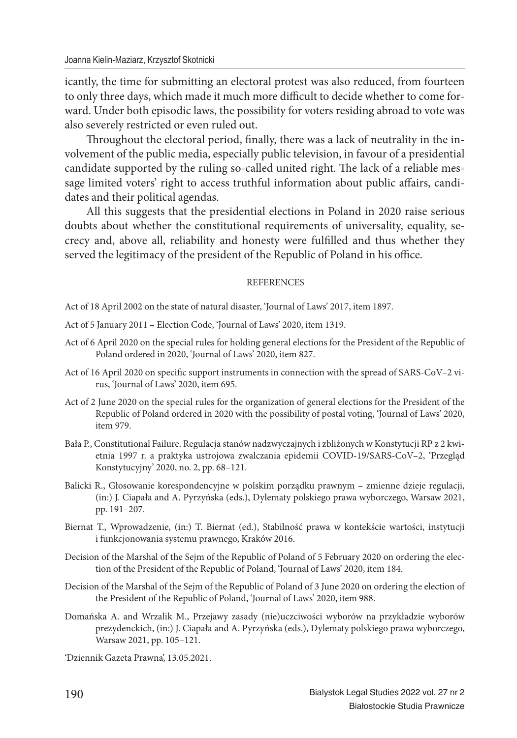icantly, the time for submitting an electoral protest was also reduced, from fourteen to only three days, which made it much more difficult to decide whether to come forward. Under both episodic laws, the possibility for voters residing abroad to vote was also severely restricted or even ruled out.

Throughout the electoral period, finally, there was a lack of neutrality in the involvement of the public media, especially public television, in favour of a presidential candidate supported by the ruling so-called united right. The lack of a reliable message limited voters' right to access truthful information about public affairs, candidates and their political agendas.

All this suggests that the presidential elections in Poland in 2020 raise serious doubts about whether the constitutional requirements of universality, equality, secrecy and, above all, reliability and honesty were fulfilled and thus whether they served the legitimacy of the president of the Republic of Poland in his office.

## REFERENCES

Act of 18 April 2002 on the state of natural disaster, 'Journal of Laws' 2017, item 1897.

Act of 5 January 2011 – Election Code, 'Journal of Laws' 2020, item 1319.

Act of 6 April 2020 on the special rules for holding general elections for the President of the Republic of Poland ordered in 2020, 'Journal of Laws' 2020, item 827.

Act of 16 April 2020 on specific support instruments in connection with the spread of SARS-CoV–2 virus, 'Journal of Laws' 2020, item 695.

Act of 2 June 2020 on the special rules for the organization of general elections for the President of the Republic of Poland ordered in 2020 with the possibility of postal voting, 'Journal of Laws' 2020, item 979.

Bała P., Constitutional Failure. Regulacja stanów nadzwyczajnych i zbliżonych w Konstytucji RP z 2 kwietnia 1997 r. a praktyka ustrojowa zwalczania epidemii COVID-19/SARS-CoV–2, 'Przegląd Konstytucyjny' 2020, no. 2, pp. 68–121.

Balicki R., Głosowanie korespondencyjne w polskim porządku prawnym – zmienne dzieje regulacji, (in:) J. Ciapała and A. Pyrzyńska (eds.), Dylematy polskiego prawa wyborczego, Warsaw 2021, pp. 191–207.

Biernat T., Wprowadzenie, (in:) T. Biernat (ed.), Stabilność prawa w kontekście wartości, instytucji i funkcjonowania systemu prawnego, Kraków 2016.

Decision of the Marshal of the Sejm of the Republic of Poland of 5 February 2020 on ordering the election of the President of the Republic of Poland, 'Journal of Laws' 2020, item 184.

Decision of the Marshal of the Sejm of the Republic of Poland of 3 June 2020 on ordering the election of the President of the Republic of Poland, 'Journal of Laws' 2020, item 988.

Domańska A. and Wrzalik M., Przejawy zasady (nie)uczciwości wyborów na przykładzie wyborów prezydenckich, (in:) J. Ciapała and A. Pyrzyńska (eds.), Dylematy polskiego prawa wyborczego, Warsaw 2021, pp. 105–121.

'Dziennik Gazeta Prawna', 13.05.2021.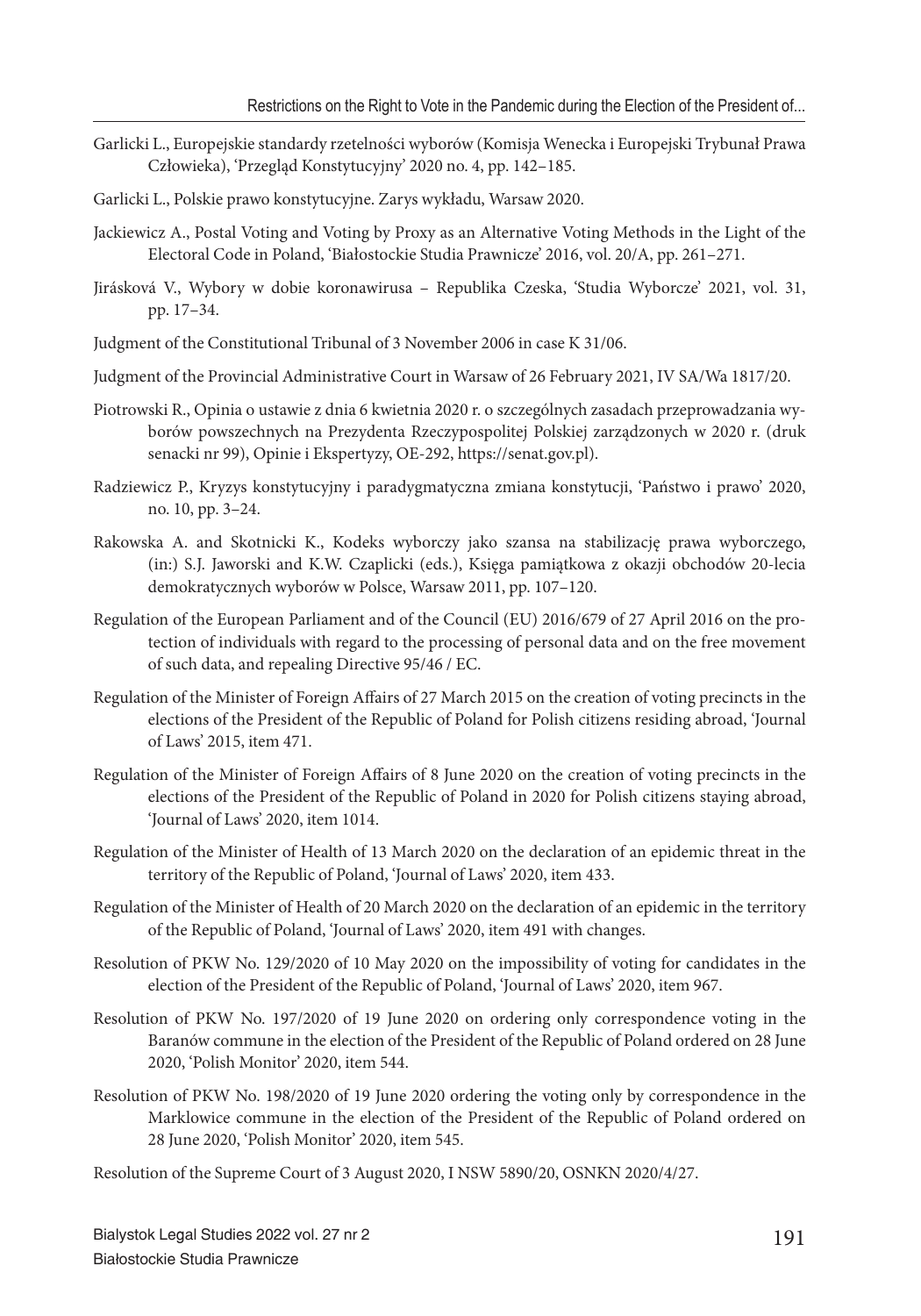Garlicki L., Europejskie standardy rzetelności wyborów (Komisja Wenecka i Europejski Trybunał Prawa Człowieka), 'Przegląd Konstytucyjny' 2020 no. 4, pp. 142–185.

Garlicki L., Polskie prawo konstytucyjne. Zarys wykładu, Warsaw 2020.

Jackiewicz A., Postal Voting and Voting by Proxy as an Alternative Voting Methods in the Light of the Electoral Code in Poland, 'Białostockie Studia Prawnicze' 2016, vol. 20/A, pp. 261–271.

Jirásková V., Wybory w dobie koronawirusa – Republika Czeska, 'Studia Wyborcze' 2021, vol. 31, pp. 17–34.

Judgment of the Constitutional Tribunal of 3 November 2006 in case K 31/06.

Judgment of the Provincial Administrative Court in Warsaw of 26 February 2021, IV SA/Wa 1817/20.

Piotrowski R., Opinia o ustawie z dnia 6 kwietnia 2020 r. o szczególnych zasadach przeprowadzania wyborów powszechnych na Prezydenta Rzeczypospolitej Polskiej zarządzonych w 2020 r. (druk senacki nr 99), Opinie i Ekspertyzy, OE-292, https://senat.gov.pl).

Radziewicz P., Kryzys konstytucyjny i paradygmatyczna zmiana konstytucji, 'Państwo i prawo' 2020, no. 10, pp. 3–24.

Rakowska A. and Skotnicki K., Kodeks wyborczy jako szansa na stabilizację prawa wyborczego, (in:) S.J. Jaworski and K.W. Czaplicki (eds.), Księga pamiątkowa z okazji obchodów 20-lecia demokratycznych wyborów w Polsce, Warsaw 2011, pp. 107–120.

Regulation of the European Parliament and of the Council (EU) 2016/679 of 27 April 2016 on the protection of individuals with regard to the processing of personal data and on the free movement of such data, and repealing Directive 95/46 / EC.

Regulation of the Minister of Foreign Affairs of 27 March 2015 on the creation of voting precincts in the elections of the President of the Republic of Poland for Polish citizens residing abroad, 'Journal of Laws' 2015, item 471.

Regulation of the Minister of Foreign Affairs of 8 June 2020 on the creation of voting precincts in the elections of the President of the Republic of Poland in 2020 for Polish citizens staying abroad, 'Journal of Laws' 2020, item 1014.

Regulation of the Minister of Health of 13 March 2020 on the declaration of an epidemic threat in the territory of the Republic of Poland, 'Journal of Laws' 2020, item 433.

Regulation of the Minister of Health of 20 March 2020 on the declaration of an epidemic in the territory of the Republic of Poland, 'Journal of Laws' 2020, item 491 with changes.

Resolution of PKW No. 129/2020 of 10 May 2020 on the impossibility of voting for candidates in the election of the President of the Republic of Poland, 'Journal of Laws' 2020, item 967.

Resolution of PKW No. 197/2020 of 19 June 2020 on ordering only correspondence voting in the Baranów commune in the election of the President of the Republic of Poland ordered on 28 June 2020, 'Polish Monitor' 2020, item 544.

Resolution of PKW No. 198/2020 of 19 June 2020 ordering the voting only by correspondence in the Marklowice commune in the election of the President of the Republic of Poland ordered on 28 June 2020, 'Polish Monitor' 2020, item 545.

Resolution of the Supreme Court of 3 August 2020, I NSW 5890/20, OSNKN 2020/4/27.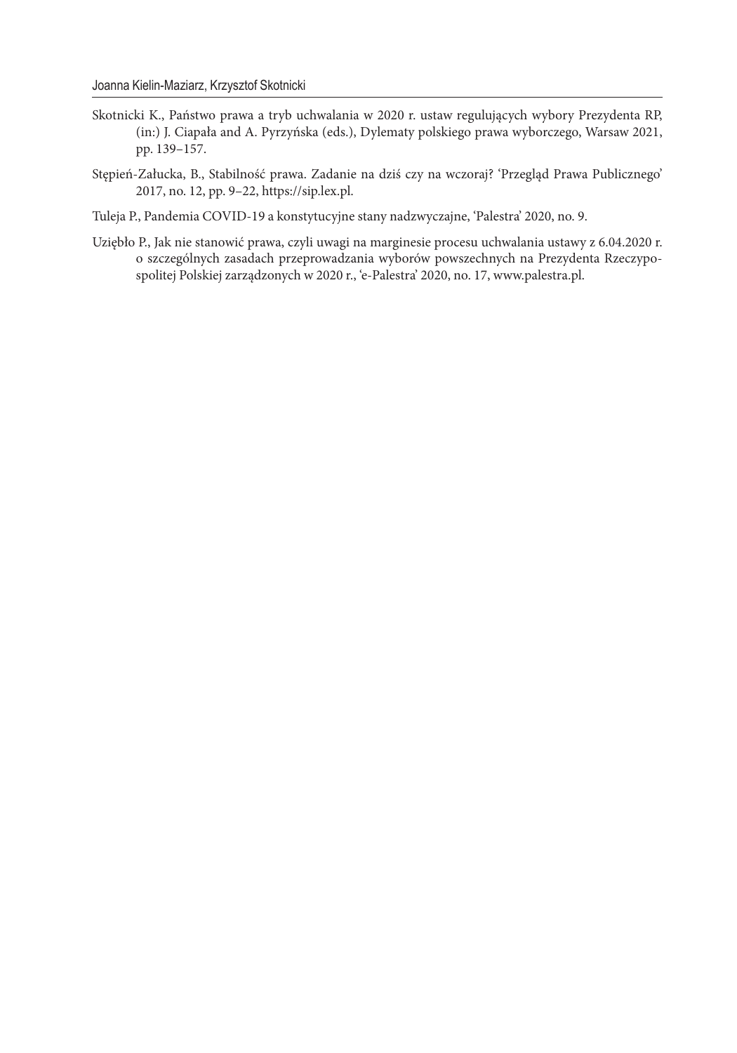Skotnicki K., Państwo prawa a tryb uchwalania w 2020 r. ustaw regulujących wybory Prezydenta RP, (in:) J. Ciapała and A. Pyrzyńska (eds.), Dylematy polskiego prawa wyborczego, Warsaw 2021, pp. 139–157.

Stępień-Załucka, B., Stabilność prawa. Zadanie na dziś czy na wczoraj? 'Przegląd Prawa Publicznego' 2017, no. 12, pp. 9–22, https://sip.lex.pl.

Tuleja P., Pandemia COVID-19 a konstytucyjne stany nadzwyczajne, 'Palestra' 2020, no. 9.

Uziębło P., Jak nie stanowić prawa, czyli uwagi na marginesie procesu uchwalania ustawy z 6.04.2020 r. o szczególnych zasadach przeprowadzania wyborów powszechnych na Prezydenta Rzeczypospolitej Polskiej zarządzonych w 2020 r., 'e-Palestra' 2020, no. 17, www.palestra.pl.